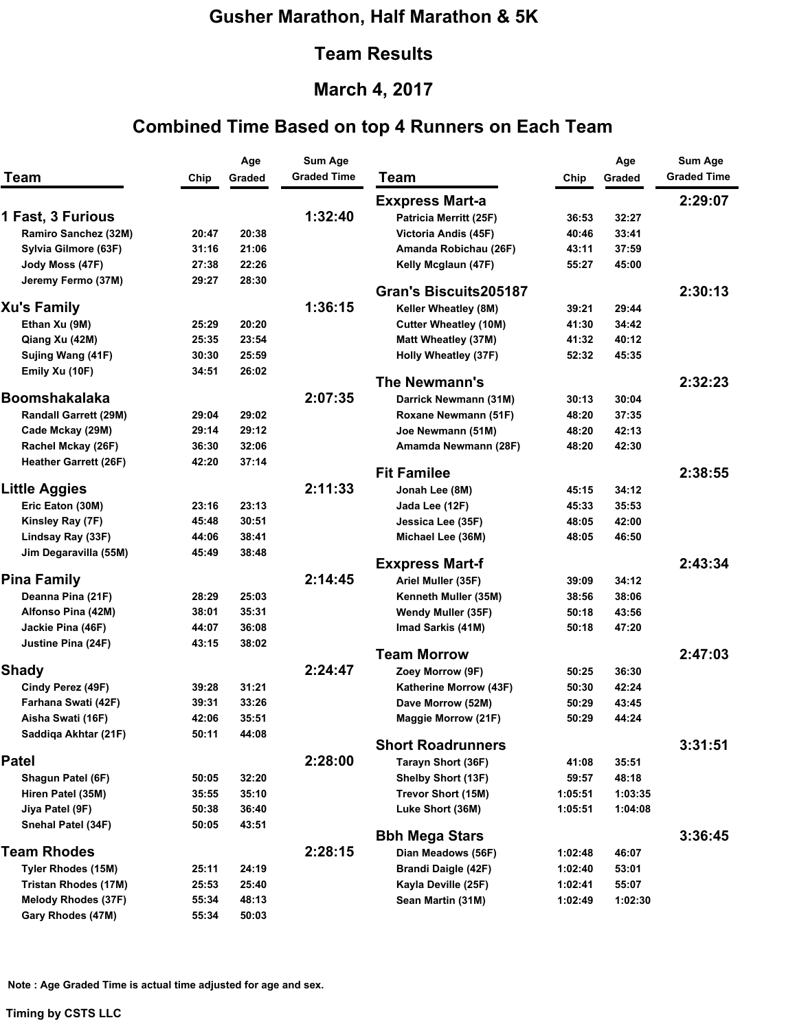# Gusher Marathon, Half Marathon & 5K

## Team Results

## March 4, 2017

## Combined Time Based on top 4 Runners on Each Team

| Team | Chip | Age Graded | Sum Age Graded Time |
|---|---|---|---|
| **1 Fast, 3 Furious** | | | **1:32:40** |
| Ramiro Sanchez (32M) | 20:47 | 20:38 | |
| Sylvia Gilmore (63F) | 31:16 | 21:06 | |
| Jody Moss (47F) | 27:38 | 22:26 | |
| Jeremy Fermo (37M) | 29:27 | 28:30 | |
| **Xu's Family** | | | **1:36:15** |
| Ethan Xu (9M) | 25:29 | 20:20 | |
| Qiang Xu (42M) | 25:35 | 23:54 | |
| Sujing Wang (41F) | 30:30 | 25:59 | |
| Emily Xu (10F) | 34:51 | 26:02 | |
| **Boomshakalaka** | | | **2:07:35** |
| Randall Garrett (29M) | 29:04 | 29:02 | |
| Cade Mckay (29M) | 29:14 | 29:12 | |
| Rachel Mckay (26F) | 36:30 | 32:06 | |
| Heather Garrett (26F) | 42:20 | 37:14 | |
| **Little Aggies** | | | **2:11:33** |
| Eric Eaton (30M) | 23:16 | 23:13 | |
| Kinsley Ray (7F) | 45:48 | 30:51 | |
| Lindsay Ray (33F) | 44:06 | 38:41 | |
| Jim Degaravilla (55M) | 45:49 | 38:48 | |
| **Pina Family** | | | **2:14:45** |
| Deanna Pina (21F) | 28:29 | 25:03 | |
| Alfonso Pina (42M) | 38:01 | 35:31 | |
| Jackie Pina (46F) | 44:07 | 36:08 | |
| Justine Pina (24F) | 43:15 | 38:02 | |
| **Shady** | | | **2:24:47** |
| Cindy Perez (49F) | 39:28 | 31:21 | |
| Farhana Swati (42F) | 39:31 | 33:26 | |
| Aisha Swati (16F) | 42:06 | 35:51 | |
| Saddiqa Akhtar (21F) | 50:11 | 44:08 | |
| **Patel** | | | **2:28:00** |
| Shagun Patel (6F) | 50:05 | 32:20 | |
| Hiren Patel (35M) | 35:55 | 35:10 | |
| Jiya Patel (9F) | 50:38 | 36:40 | |
| Snehal Patel (34F) | 50:05 | 43:51 | |
| **Team Rhodes** | | | **2:28:15** |
| Tyler Rhodes (15M) | 25:11 | 24:19 | |
| Tristan Rhodes (17M) | 25:53 | 25:40 | |
| Melody Rhodes (37F) | 55:34 | 48:13 | |
| Gary Rhodes (47M) | 55:34 | 50:03 | |
| **Exxpress Mart-a** | | | **2:29:07** |
| Patricia Merritt (25F) | 36:53 | 32:27 | |
| Victoria Andis (45F) | 40:46 | 33:41 | |
| Amanda Robichau (26F) | 43:11 | 37:59 | |
| Kelly Mcglaun (47F) | 55:27 | 45:00 | |
| **Gran's Biscuits205187** | | | **2:30:13** |
| Keller Wheatley (8M) | 39:21 | 29:44 | |
| Cutter Wheatley (10M) | 41:30 | 34:42 | |
| Matt Wheatley (37M) | 41:32 | 40:12 | |
| Holly Wheatley (37F) | 52:32 | 45:35 | |
| **The Newmann's** | | | **2:32:23** |
| Darrick Newmann (31M) | 30:13 | 30:04 | |
| Roxane Newmann (51F) | 48:20 | 37:35 | |
| Joe Newmann (51M) | 48:20 | 42:13 | |
| Amamda Newmann (28F) | 48:20 | 42:30 | |
| **Fit Familee** | | | **2:38:55** |
| Jonah Lee (8M) | 45:15 | 34:12 | |
| Jada Lee (12F) | 45:33 | 35:53 | |
| Jessica Lee (35F) | 48:05 | 42:00 | |
| Michael Lee (36M) | 48:05 | 46:50 | |
| **Exxpress Mart-f** | | | **2:43:34** |
| Ariel Muller (35F) | 39:09 | 34:12 | |
| Kenneth Muller (35M) | 38:56 | 38:06 | |
| Wendy Muller (35F) | 50:18 | 43:56 | |
| Imad Sarkis (41M) | 50:18 | 47:20 | |
| **Team Morrow** | | | **2:47:03** |
| Zoey Morrow (9F) | 50:25 | 36:30 | |
| Katherine Morrow (43F) | 50:30 | 42:24 | |
| Dave Morrow (52M) | 50:29 | 43:45 | |
| Maggie Morrow (21F) | 50:29 | 44:24 | |
| **Short Roadrunners** | | | **3:31:51** |
| Tarayn Short (36F) | 41:08 | 35:51 | |
| Shelby Short (13F) | 59:57 | 48:18 | |
| Trevor Short (15M) | 1:05:51 | 1:03:35 | |
| Luke Short (36M) | 1:05:51 | 1:04:08 | |
| **Bbh Mega Stars** | | | **3:36:45** |
| Dian Meadows (56F) | 1:02:48 | 46:07 | |
| Brandi Daigle (42F) | 1:02:40 | 53:01 | |
| Kayla Deville (25F) | 1:02:41 | 55:07 | |
| Sean Martin (31M) | 1:02:49 | 1:02:30 | |

**Note : Age Graded Time is actual time adjusted for age and sex.**

**Timing by CSTS LLC**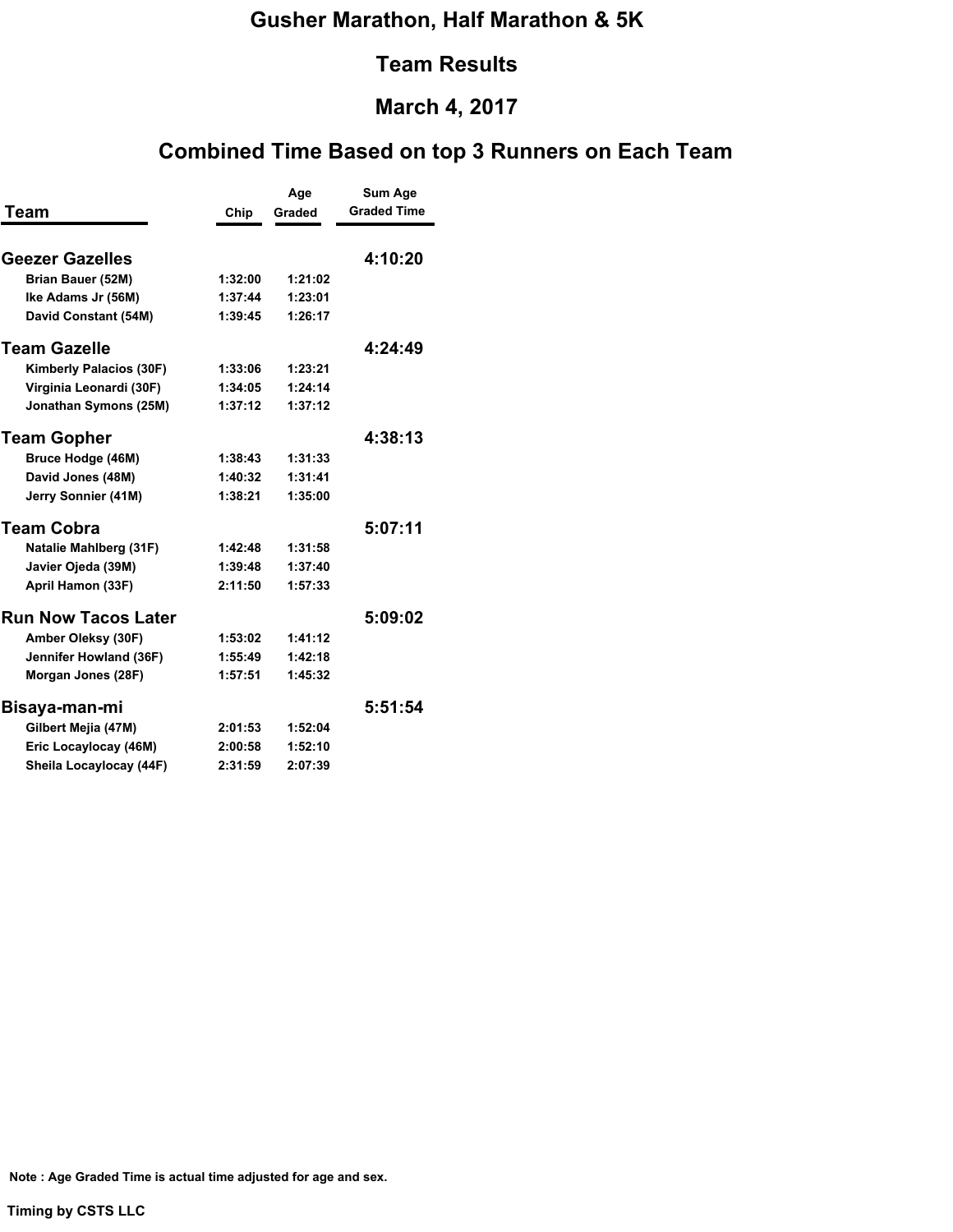# Gusher Marathon, Half Marathon & 5K

## Team Results

## March 4, 2017

## Combined Time Based on top 3 Runners on Each Team

| Team | Chip | Age Graded | Sum Age Graded Time |
|---|---|---|---|
| **Geezer Gazelles** | | | **4:10:20** |
| Brian Bauer (52M) | 1:32:00 | 1:21:02 | |
| Ike Adams Jr (56M) | 1:37:44 | 1:23:01 | |
| David Constant (54M) | 1:39:45 | 1:26:17 | |
| **Team Gazelle** | | | **4:24:49** |
| Kimberly Palacios (30F) | 1:33:06 | 1:23:21 | |
| Virginia Leonardi (30F) | 1:34:05 | 1:24:14 | |
| Jonathan Symons (25M) | 1:37:12 | 1:37:12 | |
| **Team Gopher** | | | **4:38:13** |
| Bruce Hodge (46M) | 1:38:43 | 1:31:33 | |
| David Jones (48M) | 1:40:32 | 1:31:41 | |
| Jerry Sonnier (41M) | 1:38:21 | 1:35:00 | |
| **Team Cobra** | | | **5:07:11** |
| Natalie Mahlberg (31F) | 1:42:48 | 1:31:58 | |
| Javier Ojeda (39M) | 1:39:48 | 1:37:40 | |
| April Hamon (33F) | 2:11:50 | 1:57:33 | |
| **Run Now Tacos Later** | | | **5:09:02** |
| Amber Oleksy (30F) | 1:53:02 | 1:41:12 | |
| Jennifer Howland (36F) | 1:55:49 | 1:42:18 | |
| Morgan Jones (28F) | 1:57:51 | 1:45:32 | |
| **Bisaya-man-mi** | | | **5:51:54** |
| Gilbert Mejia (47M) | 2:01:53 | 1:52:04 | |
| Eric Locaylocay (46M) | 2:00:58 | 1:52:10 | |
| Sheila Locaylocay (44F) | 2:31:59 | 2:07:39 | |

**Note : Age Graded Time is actual time adjusted for age and sex.**

**Timing by CSTS LLC**